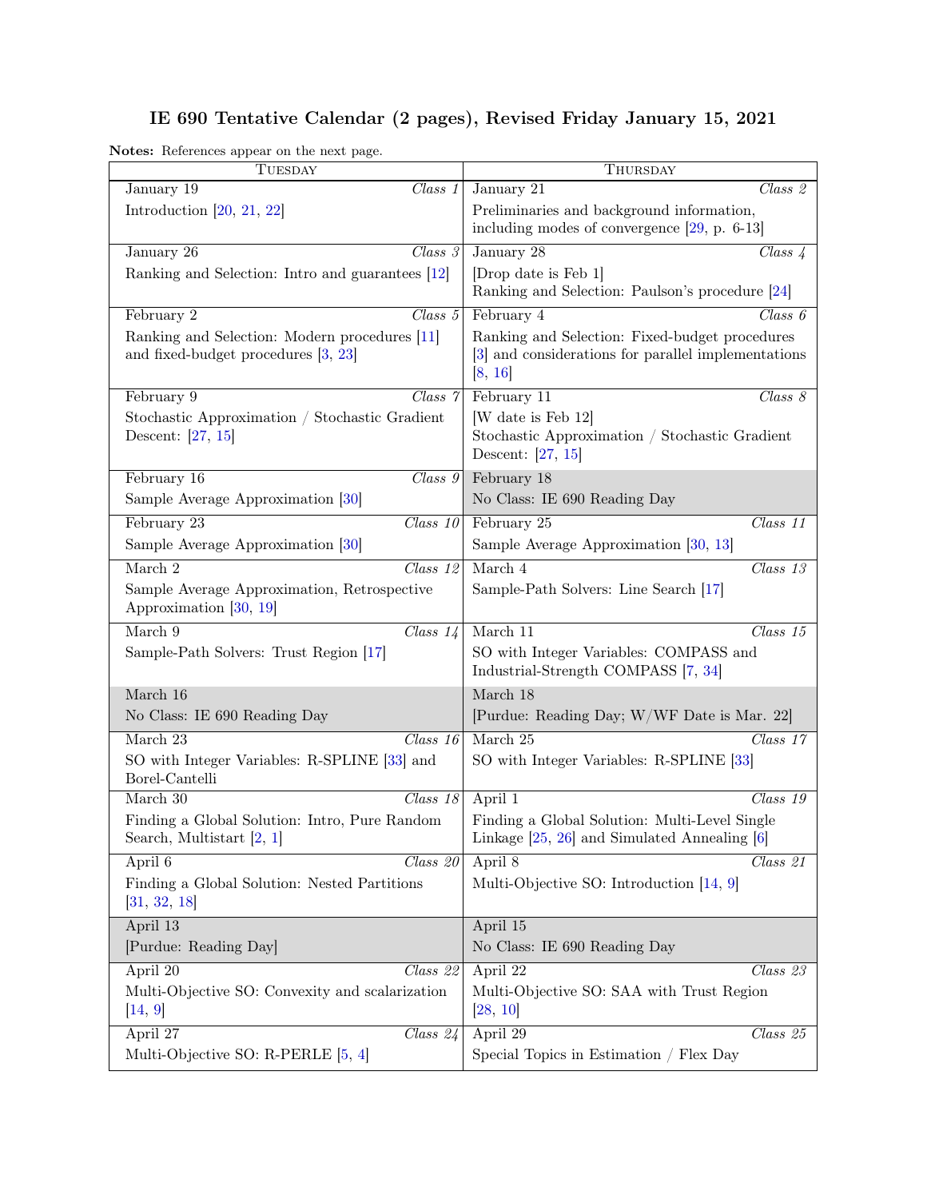# IE 690 Tentative Calendar (2 pages), Revised Friday January 15, 2021

**Notes:** References appear on the next page.

| Tuesday | Thursday |
|---|---|
| January 19 *Class 1*<br>Introduction [20, 21, 22] | January 21 *Class 2*<br>Preliminaries and background information, including modes of convergence [29, p. 6-13] |
| January 26 *Class 3*<br>Ranking and Selection: Intro and guarantees [12] | January 28 *Class 4*<br>[Drop date is Feb 1]<br>Ranking and Selection: Paulson's procedure [24] |
| February 2 *Class 5*<br>Ranking and Selection: Modern procedures [11] and fixed-budget procedures [3, 23] | February 4 *Class 6*<br>Ranking and Selection: Fixed-budget procedures [3] and considerations for parallel implementations [8, 16] |
| February 9 *Class 7*<br>Stochastic Approximation / Stochastic Gradient Descent: [27, 15] | February 11 *Class 8*<br>[W date is Feb 12]<br>Stochastic Approximation / Stochastic Gradient Descent: [27, 15] |
| February 16 *Class 9*<br>Sample Average Approximation [30] | February 18<br>No Class: IE 690 Reading Day |
| February 23 *Class 10*<br>Sample Average Approximation [30] | February 25 *Class 11*<br>Sample Average Approximation [30, 13] |
| March 2 *Class 12*<br>Sample Average Approximation, Retrospective Approximation [30, 19] | March 4 *Class 13*<br>Sample-Path Solvers: Line Search [17] |
| March 9 *Class 14*<br>Sample-Path Solvers: Trust Region [17] | March 11 *Class 15*<br>SO with Integer Variables: COMPASS and Industrial-Strength COMPASS [7, 34] |
| March 16<br>No Class: IE 690 Reading Day | March 18<br>[Purdue: Reading Day; W/WF Date is Mar. 22] |
| March 23 *Class 16*<br>SO with Integer Variables: R-SPLINE [33] and Borel-Cantelli | March 25 *Class 17*<br>SO with Integer Variables: R-SPLINE [33] |
| March 30 *Class 18*<br>Finding a Global Solution: Intro, Pure Random Search, Multistart [2, 1] | April 1 *Class 19*<br>Finding a Global Solution: Multi-Level Single Linkage [25, 26] and Simulated Annealing [6] |
| April 6 *Class 20*<br>Finding a Global Solution: Nested Partitions [31, 32, 18] | April 8 *Class 21*<br>Multi-Objective SO: Introduction [14, 9] |
| April 13<br>[Purdue: Reading Day] | April 15<br>No Class: IE 690 Reading Day |
| April 20 *Class 22*<br>Multi-Objective SO: Convexity and scalarization [14, 9] | April 22 *Class 23*<br>Multi-Objective SO: SAA with Trust Region [28, 10] |
| April 27 *Class 24*<br>Multi-Objective SO: R-PERLE [5, 4] | April 29 *Class 25*<br>Special Topics in Estimation / Flex Day |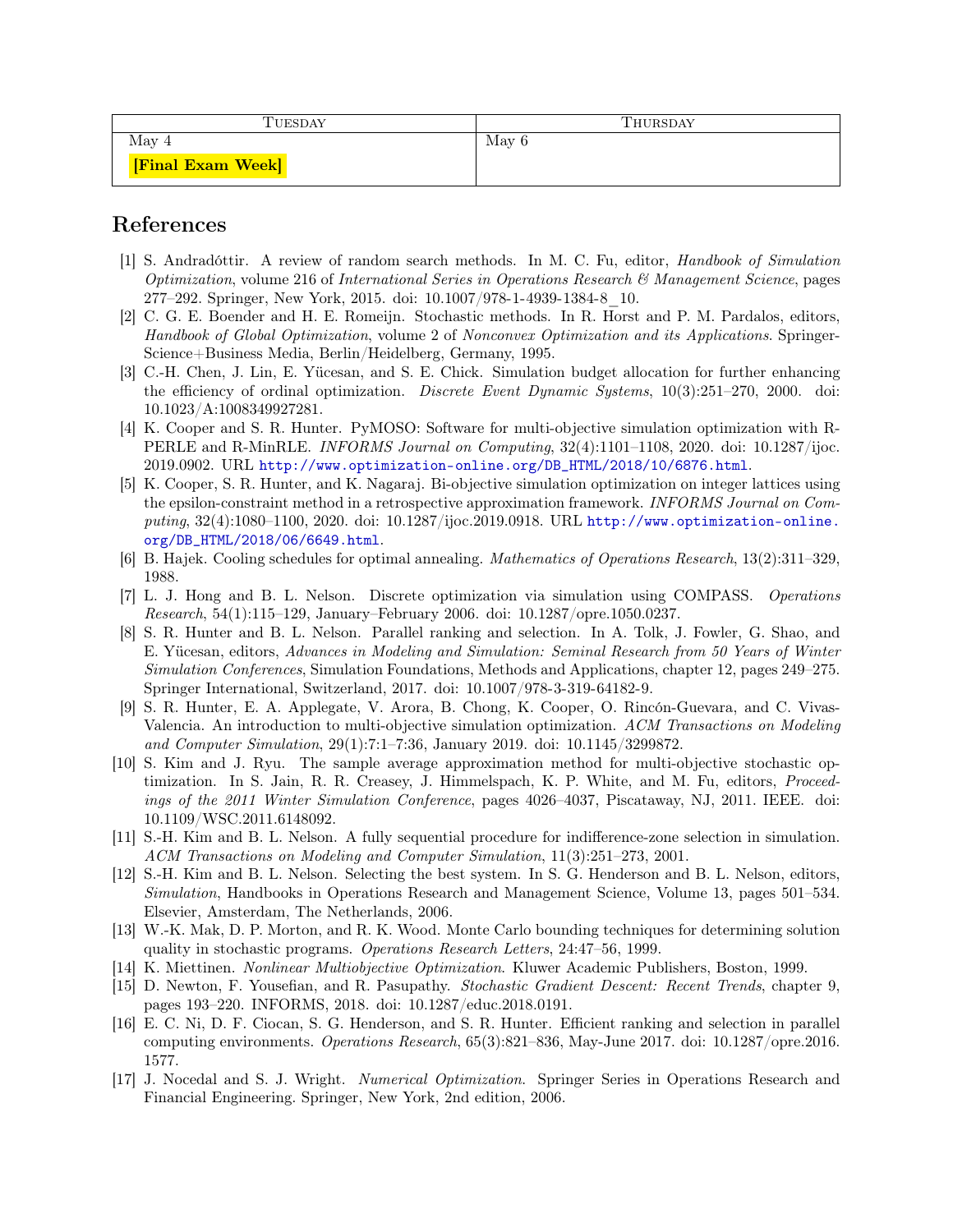| Tuesday | Thursday |
| --- | --- |
| May 4<br>**[Final Exam Week]** | May 6 |

# References

[1] S. Andradóttir. A review of random search methods. In M. C. Fu, editor, *Handbook of Simulation Optimization*, volume 216 of *International Series in Operations Research & Management Science*, pages 277–292. Springer, New York, 2015. doi: 10.1007/978-1-4939-1384-8_10.

[2] C. G. E. Boender and H. E. Romeijn. Stochastic methods. In R. Horst and P. M. Pardalos, editors, *Handbook of Global Optimization*, volume 2 of *Nonconvex Optimization and its Applications*. Springer-Science+Business Media, Berlin/Heidelberg, Germany, 1995.

[3] C.-H. Chen, J. Lin, E. Yücesan, and S. E. Chick. Simulation budget allocation for further enhancing the efficiency of ordinal optimization. *Discrete Event Dynamic Systems*, 10(3):251–270, 2000. doi: 10.1023/A:1008349927281.

[4] K. Cooper and S. R. Hunter. PyMOSO: Software for multi-objective simulation optimization with R-PERLE and R-MinRLE. *INFORMS Journal on Computing*, 32(4):1101–1108, 2020. doi: 10.1287/ijoc.2019.0902. URL http://www.optimization-online.org/DB_HTML/2018/10/6876.html.

[5] K. Cooper, S. R. Hunter, and K. Nagaraj. Bi-objective simulation optimization on integer lattices using the epsilon-constraint method in a retrospective approximation framework. *INFORMS Journal on Computing*, 32(4):1080–1100, 2020. doi: 10.1287/ijoc.2019.0918. URL http://www.optimization-online.org/DB_HTML/2018/06/6649.html.

[6] B. Hajek. Cooling schedules for optimal annealing. *Mathematics of Operations Research*, 13(2):311–329, 1988.

[7] L. J. Hong and B. L. Nelson. Discrete optimization via simulation using COMPASS. *Operations Research*, 54(1):115–129, January–February 2006. doi: 10.1287/opre.1050.0237.

[8] S. R. Hunter and B. L. Nelson. Parallel ranking and selection. In A. Tolk, J. Fowler, G. Shao, and E. Yücesan, editors, *Advances in Modeling and Simulation: Seminal Research from 50 Years of Winter Simulation Conferences*, Simulation Foundations, Methods and Applications, chapter 12, pages 249–275. Springer International, Switzerland, 2017. doi: 10.1007/978-3-319-64182-9.

[9] S. R. Hunter, E. A. Applegate, V. Arora, B. Chong, K. Cooper, O. Rincón-Guevara, and C. Vivas-Valencia. An introduction to multi-objective simulation optimization. *ACM Transactions on Modeling and Computer Simulation*, 29(1):7:1–7:36, January 2019. doi: 10.1145/3299872.

[10] S. Kim and J. Ryu. The sample average approximation method for multi-objective stochastic optimization. In S. Jain, R. R. Creasey, J. Himmelspach, K. P. White, and M. Fu, editors, *Proceedings of the 2011 Winter Simulation Conference*, pages 4026–4037, Piscataway, NJ, 2011. IEEE. doi: 10.1109/WSC.2011.6148092.

[11] S.-H. Kim and B. L. Nelson. A fully sequential procedure for indifference-zone selection in simulation. *ACM Transactions on Modeling and Computer Simulation*, 11(3):251–273, 2001.

[12] S.-H. Kim and B. L. Nelson. Selecting the best system. In S. G. Henderson and B. L. Nelson, editors, *Simulation*, Handbooks in Operations Research and Management Science, Volume 13, pages 501–534. Elsevier, Amsterdam, The Netherlands, 2006.

[13] W.-K. Mak, D. P. Morton, and R. K. Wood. Monte Carlo bounding techniques for determining solution quality in stochastic programs. *Operations Research Letters*, 24:47–56, 1999.

[14] K. Miettinen. *Nonlinear Multiobjective Optimization*. Kluwer Academic Publishers, Boston, 1999.

[15] D. Newton, F. Yousefian, and R. Pasupathy. *Stochastic Gradient Descent: Recent Trends*, chapter 9, pages 193–220. INFORMS, 2018. doi: 10.1287/educ.2018.0191.

[16] E. C. Ni, D. F. Ciocan, S. G. Henderson, and S. R. Hunter. Efficient ranking and selection in parallel computing environments. *Operations Research*, 65(3):821–836, May-June 2017. doi: 10.1287/opre.2016.1577.

[17] J. Nocedal and S. J. Wright. *Numerical Optimization*. Springer Series in Operations Research and Financial Engineering. Springer, New York, 2nd edition, 2006.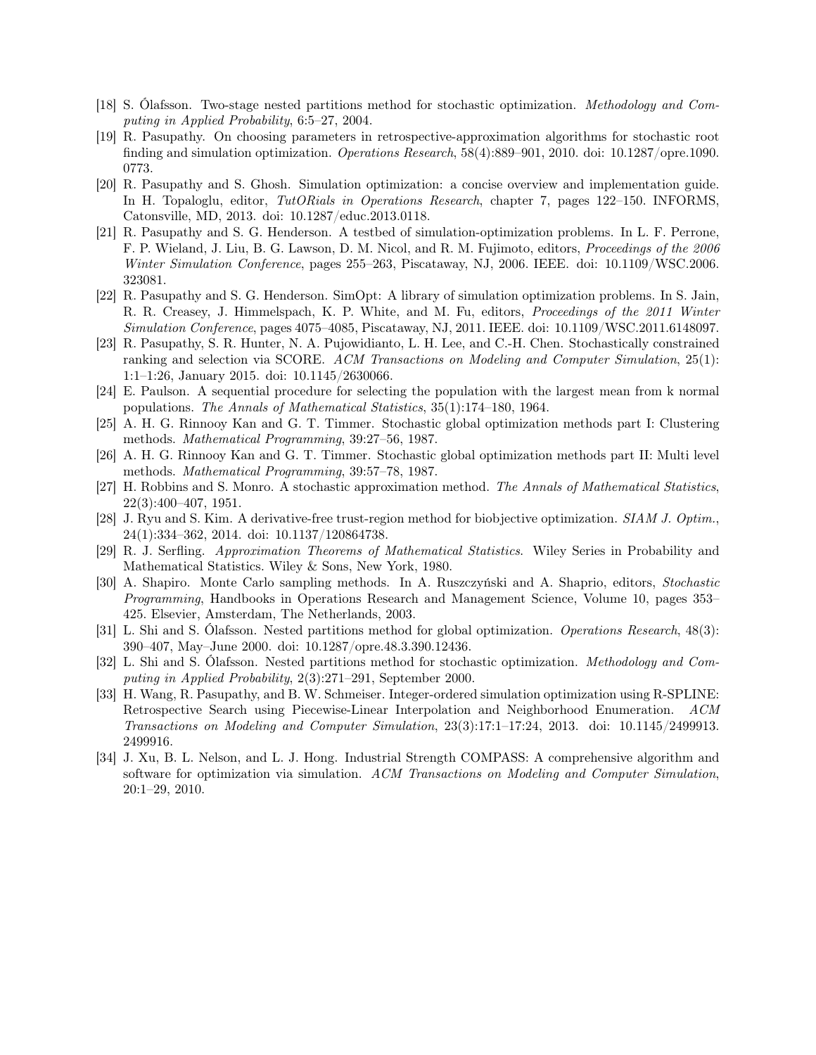[18] S. Ólafsson. Two-stage nested partitions method for stochastic optimization. *Methodology and Computing in Applied Probability*, 6:5–27, 2004.

[19] R. Pasupathy. On choosing parameters in retrospective-approximation algorithms for stochastic root finding and simulation optimization. *Operations Research*, 58(4):889–901, 2010. doi: 10.1287/opre.1090.0773.

[20] R. Pasupathy and S. Ghosh. Simulation optimization: a concise overview and implementation guide. In H. Topaloglu, editor, *TutORials in Operations Research*, chapter 7, pages 122–150. INFORMS, Catonsville, MD, 2013. doi: 10.1287/educ.2013.0118.

[21] R. Pasupathy and S. G. Henderson. A testbed of simulation-optimization problems. In L. F. Perrone, F. P. Wieland, J. Liu, B. G. Lawson, D. M. Nicol, and R. M. Fujimoto, editors, *Proceedings of the 2006 Winter Simulation Conference*, pages 255–263, Piscataway, NJ, 2006. IEEE. doi: 10.1109/WSC.2006.323081.

[22] R. Pasupathy and S. G. Henderson. SimOpt: A library of simulation optimization problems. In S. Jain, R. R. Creasey, J. Himmelspach, K. P. White, and M. Fu, editors, *Proceedings of the 2011 Winter Simulation Conference*, pages 4075–4085, Piscataway, NJ, 2011. IEEE. doi: 10.1109/WSC.2011.6148097.

[23] R. Pasupathy, S. R. Hunter, N. A. Pujowidianto, L. H. Lee, and C.-H. Chen. Stochastically constrained ranking and selection via SCORE. *ACM Transactions on Modeling and Computer Simulation*, 25(1): 1:1–1:26, January 2015. doi: 10.1145/2630066.

[24] E. Paulson. A sequential procedure for selecting the population with the largest mean from k normal populations. *The Annals of Mathematical Statistics*, 35(1):174–180, 1964.

[25] A. H. G. Rinnooy Kan and G. T. Timmer. Stochastic global optimization methods part I: Clustering methods. *Mathematical Programming*, 39:27–56, 1987.

[26] A. H. G. Rinnooy Kan and G. T. Timmer. Stochastic global optimization methods part II: Multi level methods. *Mathematical Programming*, 39:57–78, 1987.

[27] H. Robbins and S. Monro. A stochastic approximation method. *The Annals of Mathematical Statistics*, 22(3):400–407, 1951.

[28] J. Ryu and S. Kim. A derivative-free trust-region method for biobjective optimization. *SIAM J. Optim.*, 24(1):334–362, 2014. doi: 10.1137/120864738.

[29] R. J. Serfling. *Approximation Theorems of Mathematical Statistics*. Wiley Series in Probability and Mathematical Statistics. Wiley & Sons, New York, 1980.

[30] A. Shapiro. Monte Carlo sampling methods. In A. Ruszczyński and A. Shaprio, editors, *Stochastic Programming*, Handbooks in Operations Research and Management Science, Volume 10, pages 353–425. Elsevier, Amsterdam, The Netherlands, 2003.

[31] L. Shi and S. Ólafsson. Nested partitions method for global optimization. *Operations Research*, 48(3): 390–407, May–June 2000. doi: 10.1287/opre.48.3.390.12436.

[32] L. Shi and S. Ólafsson. Nested partitions method for stochastic optimization. *Methodology and Computing in Applied Probability*, 2(3):271–291, September 2000.

[33] H. Wang, R. Pasupathy, and B. W. Schmeiser. Integer-ordered simulation optimization using R-SPLINE: Retrospective Search using Piecewise-Linear Interpolation and Neighborhood Enumeration. *ACM Transactions on Modeling and Computer Simulation*, 23(3):17:1–17:24, 2013. doi: 10.1145/2499913.2499916.

[34] J. Xu, B. L. Nelson, and L. J. Hong. Industrial Strength COMPASS: A comprehensive algorithm and software for optimization via simulation. *ACM Transactions on Modeling and Computer Simulation*, 20:1–29, 2010.